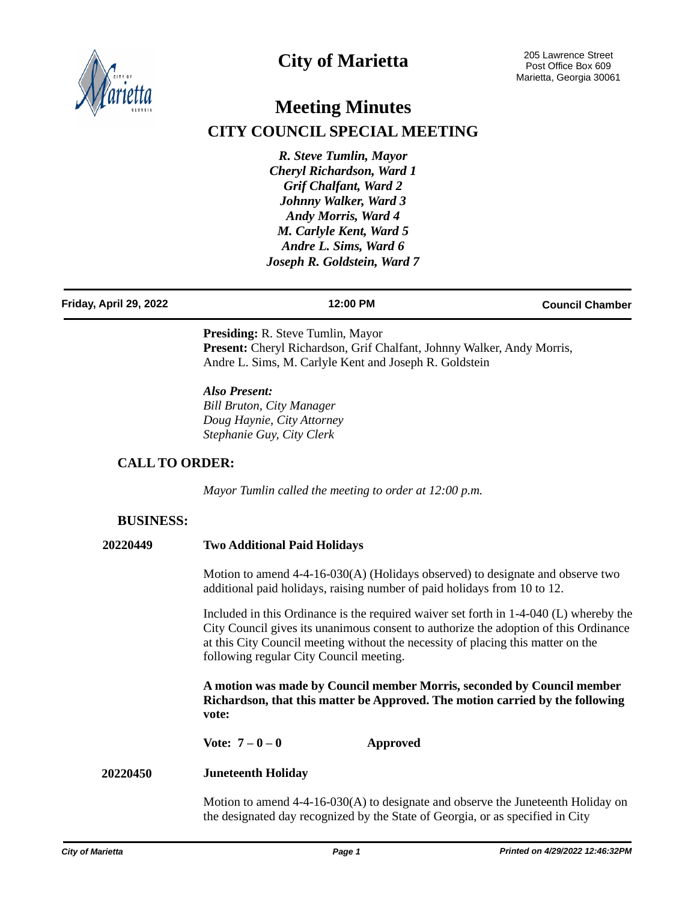# City of Marietta

205 Lawrence Street
Post Office Box 609
Marietta, Georgia 30061

# Meeting Minutes

## CITY COUNCIL SPECIAL MEETING

*R. Steve Tumlin, Mayor*
*Cheryl Richardson, Ward 1*
*Grif Chalfant, Ward 2*
*Johnny Walker, Ward 3*
*Andy Morris, Ward 4*
*M. Carlyle Kent, Ward 5*
*Andre L. Sims, Ward 6*
*Joseph R. Goldstein, Ward 7*

**Friday, April 29, 2022** | **12:00 PM** | **Council Chamber**

**Presiding:** R. Steve Tumlin, Mayor
**Present:** Cheryl Richardson, Grif Chalfant, Johnny Walker, Andy Morris, Andre L. Sims, M. Carlyle Kent and Joseph R. Goldstein

***Also Present:***
*Bill Bruton, City Manager*
*Doug Haynie, City Attorney*
*Stephanie Guy, City Clerk*

### CALL TO ORDER:

*Mayor Tumlin called the meeting to order at 12:00 p.m.*

### BUSINESS:

**20220449** **Two Additional Paid Holidays**

Motion to amend 4-4-16-030(A) (Holidays observed) to designate and observe two additional paid holidays, raising number of paid holidays from 10 to 12.

Included in this Ordinance is the required waiver set forth in 1-4-040 (L) whereby the City Council gives its unanimous consent to authorize the adoption of this Ordinance at this City Council meeting without the necessity of placing this matter on the following regular City Council meeting.

**A motion was made by Council member Morris, seconded by Council member Richardson, that this matter be Approved. The motion carried by the following vote:**

**Vote: 7 – 0 – 0** **Approved**

**20220450** **Juneteenth Holiday**

Motion to amend 4-4-16-030(A) to designate and observe the Juneteenth Holiday on the designated day recognized by the State of Georgia, or as specified in City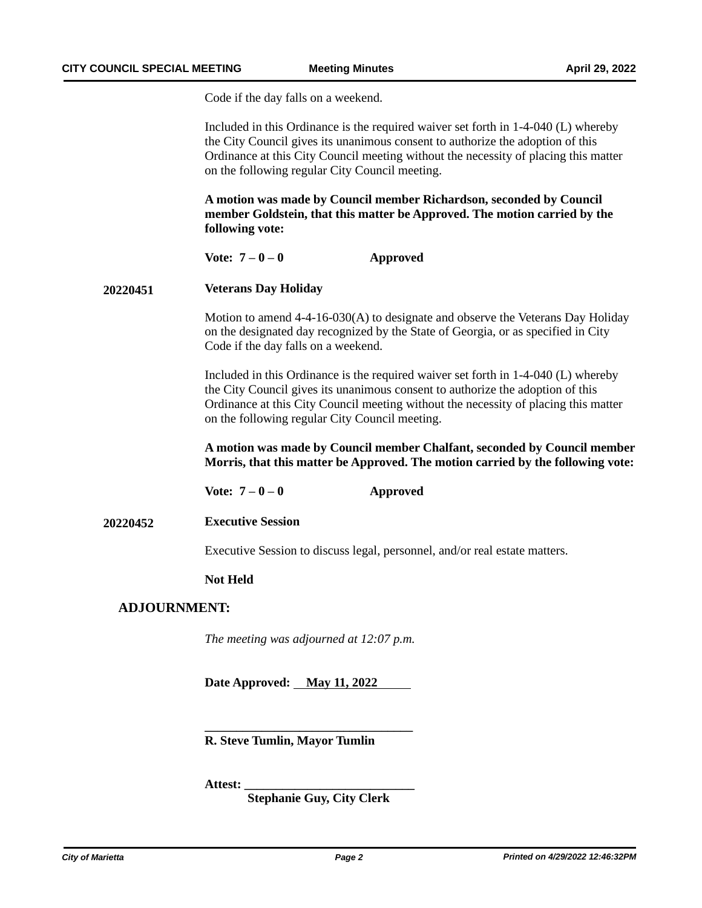Code if the day falls on a weekend.

Included in this Ordinance is the required waiver set forth in 1-4-040 (L) whereby the City Council gives its unanimous consent to authorize the adoption of this Ordinance at this City Council meeting without the necessity of placing this matter on the following regular City Council meeting.

**A motion was made by Council member Richardson, seconded by Council member Goldstein, that this matter be Approved. The motion carried by the following vote:**

**Vote: 7 – 0 – 0 Approved**

**20220451 Veterans Day Holiday**

Motion to amend 4-4-16-030(A) to designate and observe the Veterans Day Holiday on the designated day recognized by the State of Georgia, or as specified in City Code if the day falls on a weekend.

Included in this Ordinance is the required waiver set forth in 1-4-040 (L) whereby the City Council gives its unanimous consent to authorize the adoption of this Ordinance at this City Council meeting without the necessity of placing this matter on the following regular City Council meeting.

**A motion was made by Council member Chalfant, seconded by Council member Morris, that this matter be Approved. The motion carried by the following vote:**

**Vote: 7 – 0 – 0 Approved**

**20220452 Executive Session**

Executive Session to discuss legal, personnel, and/or real estate matters.

**Not Held**

## ADJOURNMENT:

*The meeting was adjourned at 12:07 p.m.*

**Date Approved: May 11, 2022**

\_\_\_\_\_\_\_\_\_\_\_\_\_\_\_\_\_\_\_\_\_\_\_\_\_\_\_\_\_\_\_\_\_

**R. Steve Tumlin, Mayor Tumlin**

**Attest: \_\_\_\_\_\_\_\_\_\_\_\_\_\_\_\_\_\_\_\_\_\_\_\_\_\_\_**

**Stephanie Guy, City Clerk**